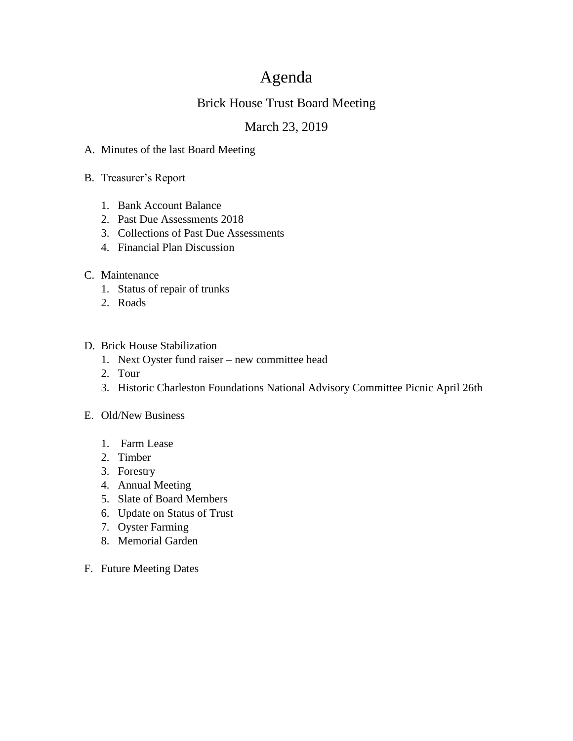# Agenda

## Brick House Trust Board Meeting

## March 23, 2019

A. Minutes of the last Board Meeting

B. Treasurer's Report

   1. Bank Account Balance
   2. Past Due Assessments 2018
   3. Collections of Past Due Assessments
   4. Financial Plan Discussion

C. Maintenance

   1. Status of repair of trunks
   2. Roads

D. Brick House Stabilization

   1. Next Oyster fund raiser – new committee head
   2. Tour
   3. Historic Charleston Foundations National Advisory Committee Picnic April 26th

E. Old/New Business

   1. Farm Lease
   2. Timber
   3. Forestry
   4. Annual Meeting
   5. Slate of Board Members
   6. Update on Status of Trust
   7. Oyster Farming
   8. Memorial Garden

F. Future Meeting Dates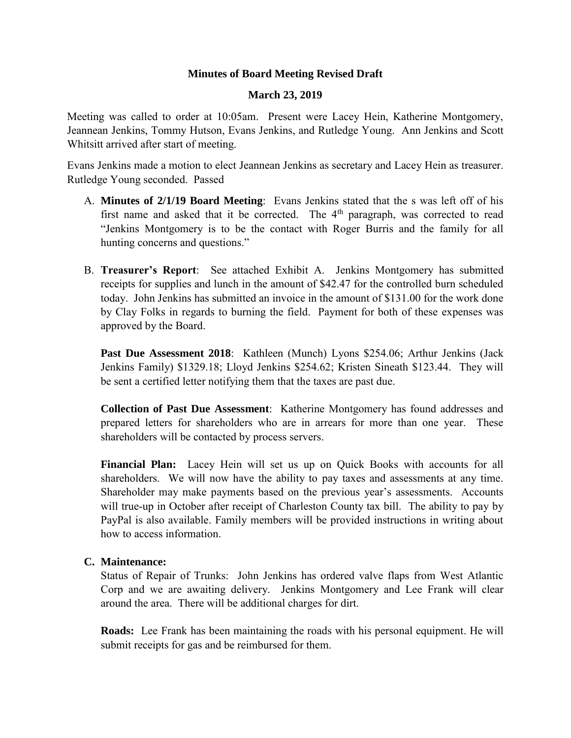**Minutes of Board Meeting Revised Draft**

**March 23, 2019**

Meeting was called to order at 10:05am. Present were Lacey Hein, Katherine Montgomery, Jeannean Jenkins, Tommy Hutson, Evans Jenkins, and Rutledge Young. Ann Jenkins and Scott Whitsitt arrived after start of meeting.

Evans Jenkins made a motion to elect Jeannean Jenkins as secretary and Lacey Hein as treasurer. Rutledge Young seconded. Passed

A. **Minutes of 2/1/19 Board Meeting**: Evans Jenkins stated that the s was left off of his first name and asked that it be corrected. The 4th paragraph, was corrected to read "Jenkins Montgomery is to be the contact with Roger Burris and the family for all hunting concerns and questions."

B. **Treasurer's Report**: See attached Exhibit A. Jenkins Montgomery has submitted receipts for supplies and lunch in the amount of $42.47 for the controlled burn scheduled today. John Jenkins has submitted an invoice in the amount of $131.00 for the work done by Clay Folks in regards to burning the field. Payment for both of these expenses was approved by the Board.

   **Past Due Assessment 2018**: Kathleen (Munch) Lyons $254.06; Arthur Jenkins (Jack Jenkins Family) $1329.18; Lloyd Jenkins $254.62; Kristen Sineath $123.44. They will be sent a certified letter notifying them that the taxes are past due.

   **Collection of Past Due Assessment**: Katherine Montgomery has found addresses and prepared letters for shareholders who are in arrears for more than one year. These shareholders will be contacted by process servers.

   **Financial Plan:** Lacey Hein will set us up on Quick Books with accounts for all shareholders. We will now have the ability to pay taxes and assessments at any time. Shareholder may make payments based on the previous year's assessments. Accounts will true-up in October after receipt of Charleston County tax bill. The ability to pay by PayPal is also available. Family members will be provided instructions in writing about how to access information.

**C. Maintenance:**

   Status of Repair of Trunks: John Jenkins has ordered valve flaps from West Atlantic Corp and we are awaiting delivery. Jenkins Montgomery and Lee Frank will clear around the area. There will be additional charges for dirt.

   **Roads:** Lee Frank has been maintaining the roads with his personal equipment. He will submit receipts for gas and be reimbursed for them.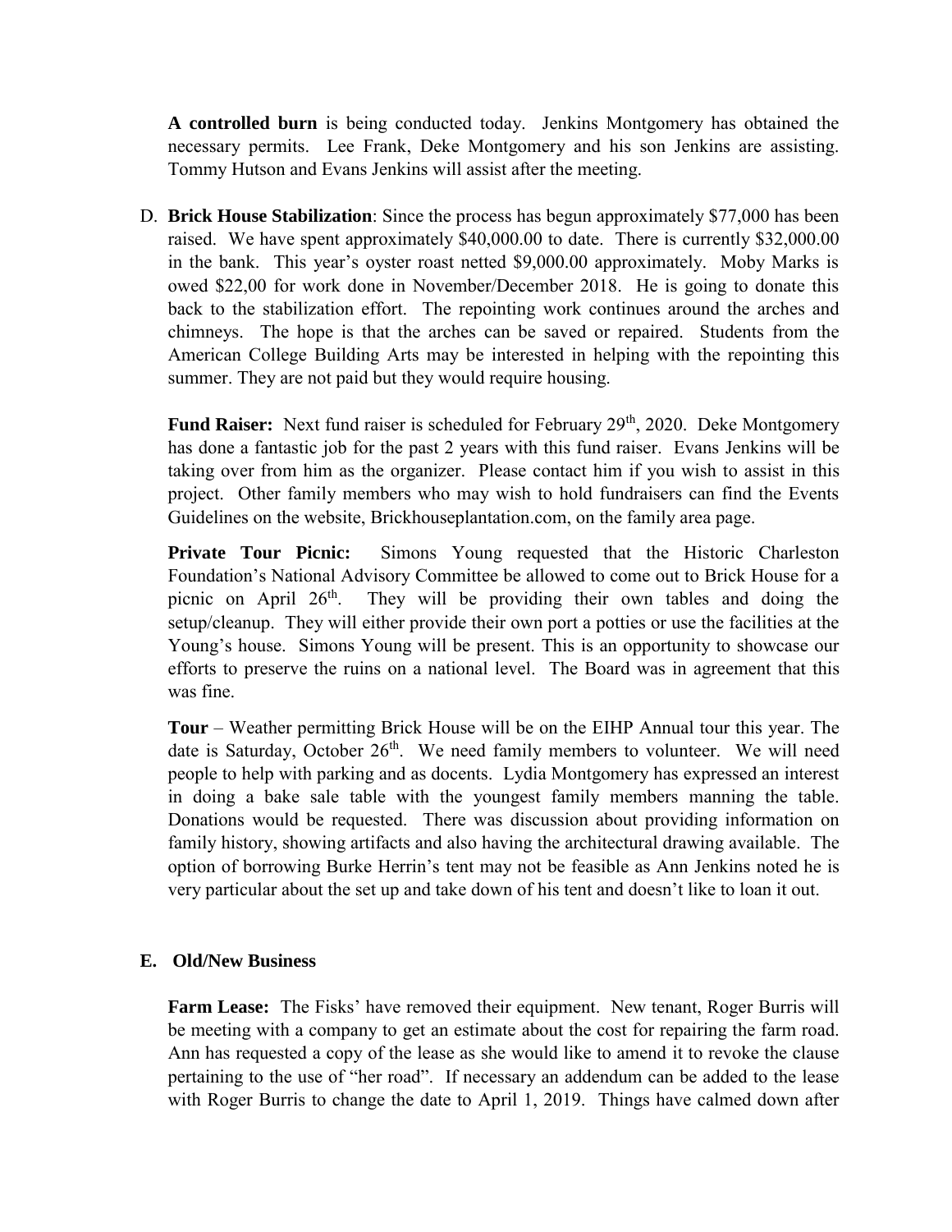**A controlled burn** is being conducted today. Jenkins Montgomery has obtained the necessary permits. Lee Frank, Deke Montgomery and his son Jenkins are assisting. Tommy Hutson and Evans Jenkins will assist after the meeting.

D. **Brick House Stabilization**: Since the process has begun approximately $77,000 has been raised. We have spent approximately $40,000.00 to date. There is currently $32,000.00 in the bank. This year's oyster roast netted $9,000.00 approximately. Moby Marks is owed $22,00 for work done in November/December 2018. He is going to donate this back to the stabilization effort. The repointing work continues around the arches and chimneys. The hope is that the arches can be saved or repaired. Students from the American College Building Arts may be interested in helping with the repointing this summer. They are not paid but they would require housing.

**Fund Raiser:** Next fund raiser is scheduled for February 29th, 2020. Deke Montgomery has done a fantastic job for the past 2 years with this fund raiser. Evans Jenkins will be taking over from him as the organizer. Please contact him if you wish to assist in this project. Other family members who may wish to hold fundraisers can find the Events Guidelines on the website, Brickhouseplantation.com, on the family area page.

**Private Tour Picnic:** Simons Young requested that the Historic Charleston Foundation's National Advisory Committee be allowed to come out to Brick House for a picnic on April 26th. They will be providing their own tables and doing the setup/cleanup. They will either provide their own port a potties or use the facilities at the Young's house. Simons Young will be present. This is an opportunity to showcase our efforts to preserve the ruins on a national level. The Board was in agreement that this was fine.

**Tour** – Weather permitting Brick House will be on the EIHP Annual tour this year. The date is Saturday, October 26th. We need family members to volunteer. We will need people to help with parking and as docents. Lydia Montgomery has expressed an interest in doing a bake sale table with the youngest family members manning the table. Donations would be requested. There was discussion about providing information on family history, showing artifacts and also having the architectural drawing available. The option of borrowing Burke Herrin's tent may not be feasible as Ann Jenkins noted he is very particular about the set up and take down of his tent and doesn't like to loan it out.

**E. Old/New Business**

**Farm Lease:** The Fisks' have removed their equipment. New tenant, Roger Burris will be meeting with a company to get an estimate about the cost for repairing the farm road. Ann has requested a copy of the lease as she would like to amend it to revoke the clause pertaining to the use of "her road". If necessary an addendum can be added to the lease with Roger Burris to change the date to April 1, 2019. Things have calmed down after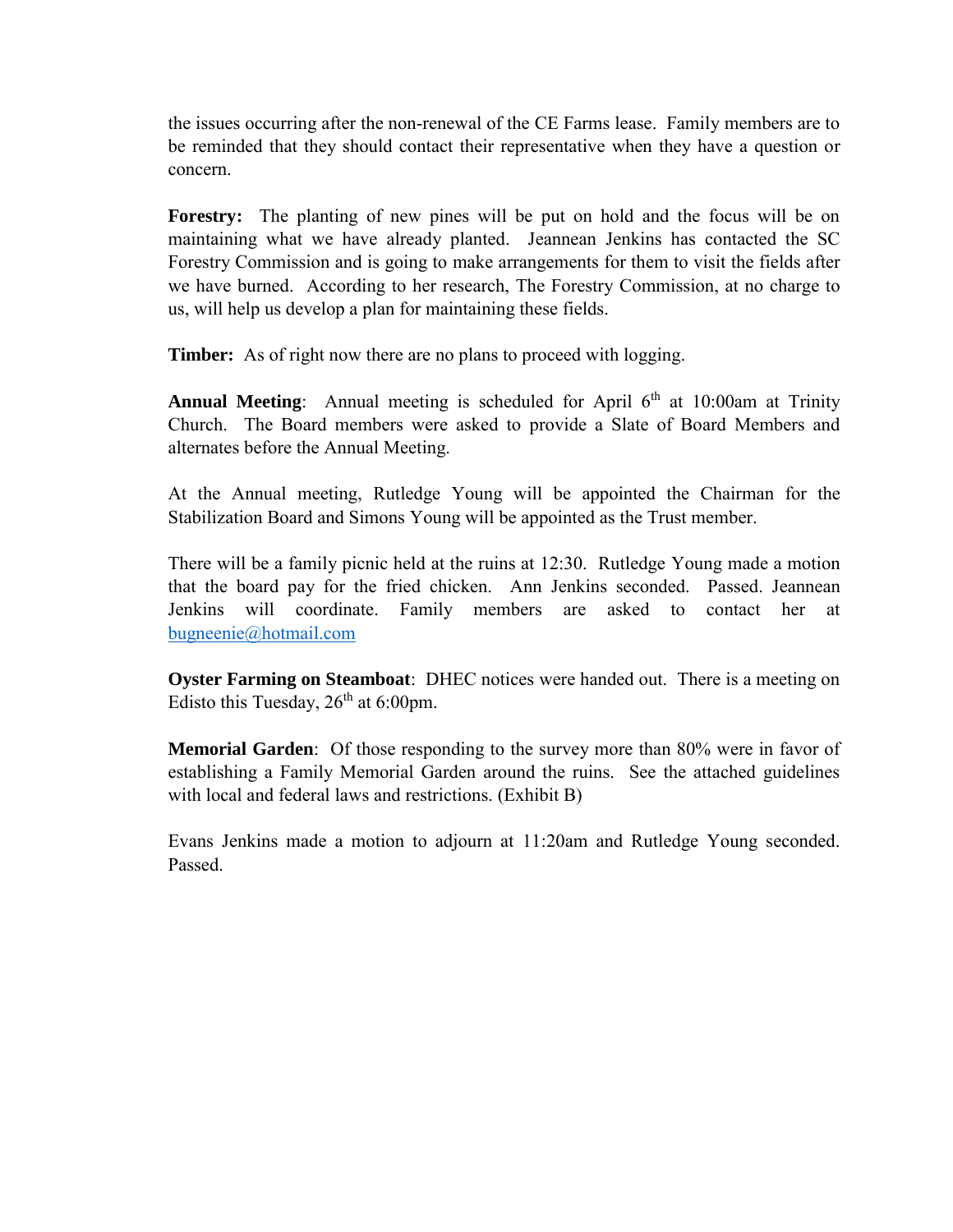the issues occurring after the non-renewal of the CE Farms lease. Family members are to be reminded that they should contact their representative when they have a question or concern.

**Forestry:** The planting of new pines will be put on hold and the focus will be on maintaining what we have already planted. Jeannean Jenkins has contacted the SC Forestry Commission and is going to make arrangements for them to visit the fields after we have burned. According to her research, The Forestry Commission, at no charge to us, will help us develop a plan for maintaining these fields.

**Timber:** As of right now there are no plans to proceed with logging.

**Annual Meeting**: Annual meeting is scheduled for April 6th at 10:00am at Trinity Church. The Board members were asked to provide a Slate of Board Members and alternates before the Annual Meeting.

At the Annual meeting, Rutledge Young will be appointed the Chairman for the Stabilization Board and Simons Young will be appointed as the Trust member.

There will be a family picnic held at the ruins at 12:30. Rutledge Young made a motion that the board pay for the fried chicken. Ann Jenkins seconded. Passed. Jeannean Jenkins will coordinate. Family members are asked to contact her at bugneenie@hotmail.com

**Oyster Farming on Steamboat**: DHEC notices were handed out. There is a meeting on Edisto this Tuesday, 26th at 6:00pm.

**Memorial Garden**: Of those responding to the survey more than 80% were in favor of establishing a Family Memorial Garden around the ruins. See the attached guidelines with local and federal laws and restrictions. (Exhibit B)

Evans Jenkins made a motion to adjourn at 11:20am and Rutledge Young seconded. Passed.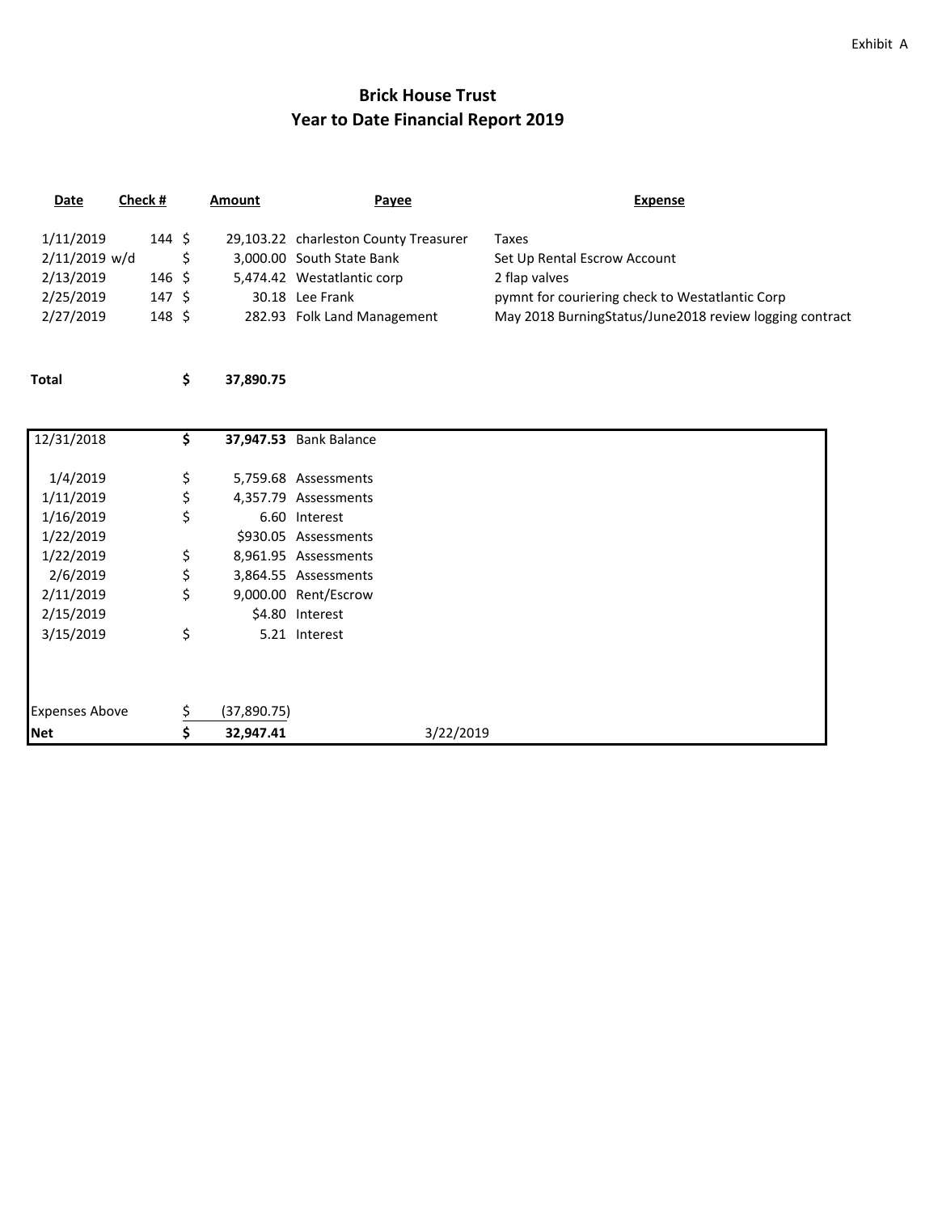Exhibit A

# Brick House Trust
## Year to Date Financial Report 2019

| Date | Check # | Amount | Payee | Expense |
|---|---|---|---|---|
| 1/11/2019 | 144 | $ 29,103.22 | charleston County Treasurer | Taxes |
| 2/11/2019 w/d | | $ 3,000.00 | South State Bank | Set Up Rental Escrow Account |
| 2/13/2019 | 146 | $ 5,474.42 | Westatlantic corp | 2 flap valves |
| 2/25/2019 | 147 | $ 30.18 | Lee Frank | pymnt for couriering check to Westatlantic Corp |
| 2/27/2019 | 148 | $ 282.93 | Folk Land Management | May 2018 BurningStatus/June2018 review logging contract |
| **Total** | | **$ 37,890.75** | | |

| Date | Amount | Description | |
|---|---|---|---|
| 12/31/2018 | **$ 37,947.53** | Bank Balance | |
| 1/4/2019 | $ 5,759.68 | Assessments | |
| 1/11/2019 | $ 4,357.79 | Assessments | |
| 1/16/2019 | $ 6.60 | Interest | |
| 1/22/2019 | $930.05 | Assessments | |
| 1/22/2019 | $ 8,961.95 | Assessments | |
| 2/6/2019 | $ 3,864.55 | Assessments | |
| 2/11/2019 | $ 9,000.00 | Rent/Escrow | |
| 2/15/2019 | $4.80 | Interest | |
| 3/15/2019 | $ 5.21 | Interest | |
| Expenses Above | $ (37,890.75) | | |
| **Net** | **$ 32,947.41** | | 3/22/2019 |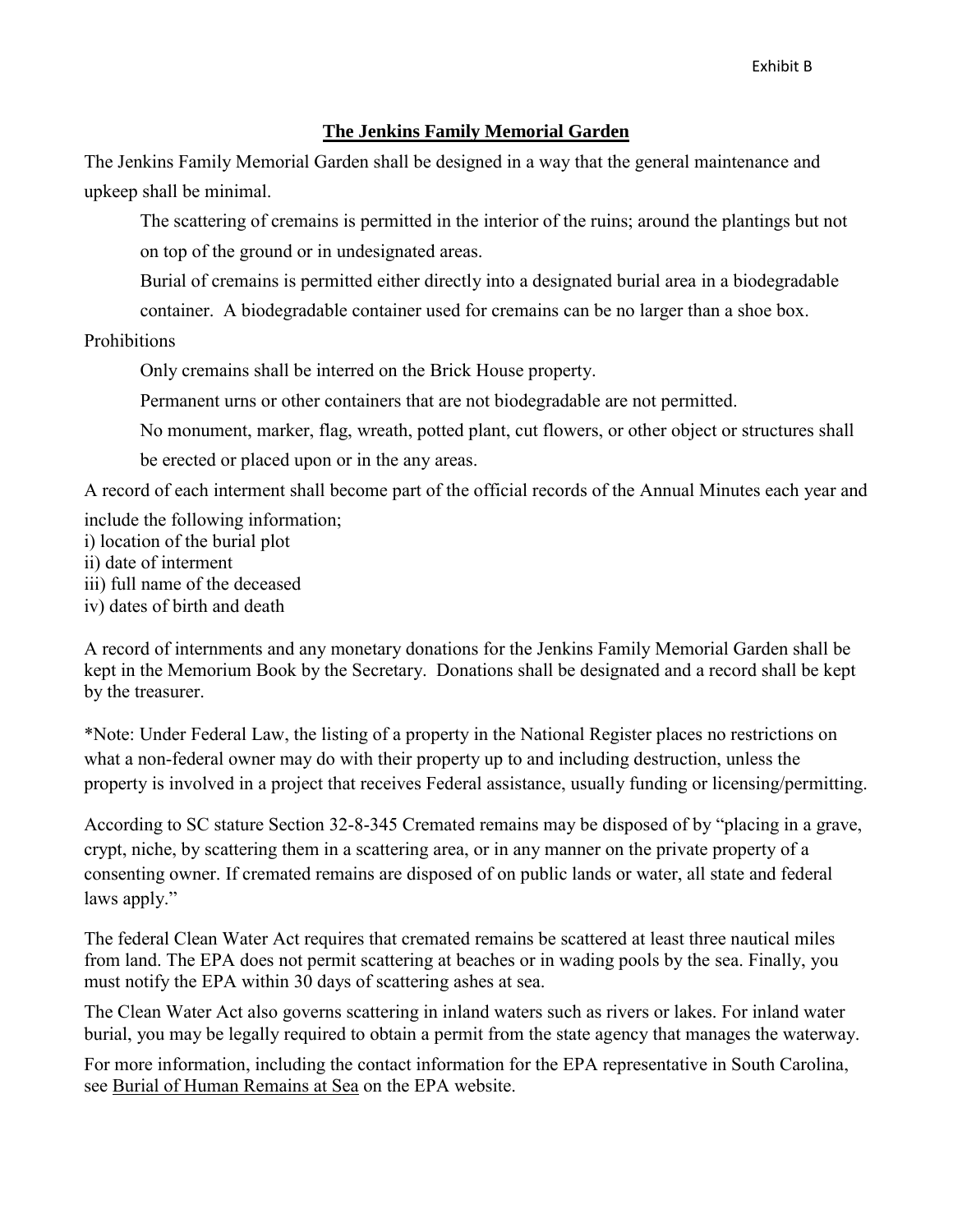Exhibit B

## The Jenkins Family Memorial Garden

The Jenkins Family Memorial Garden shall be designed in a way that the general maintenance and upkeep shall be minimal.

The scattering of cremains is permitted in the interior of the ruins; around the plantings but not on top of the ground or in undesignated areas.

Burial of cremains is permitted either directly into a designated burial area in a biodegradable container. A biodegradable container used for cremains can be no larger than a shoe box.

Prohibitions

Only cremains shall be interred on the Brick House property.

Permanent urns or other containers that are not biodegradable are not permitted.

No monument, marker, flag, wreath, potted plant, cut flowers, or other object or structures shall be erected or placed upon or in the any areas.

A record of each interment shall become part of the official records of the Annual Minutes each year and include the following information;

i) location of the burial plot
ii) date of interment
iii) full name of the deceased
iv) dates of birth and death

A record of internments and any monetary donations for the Jenkins Family Memorial Garden shall be kept in the Memorium Book by the Secretary. Donations shall be designated and a record shall be kept by the treasurer.

*Note: Under Federal Law, the listing of a property in the National Register places no restrictions on what a non-federal owner may do with their property up to and including destruction, unless the property is involved in a project that receives Federal assistance, usually funding or licensing/permitting.

According to SC stature Section 32-8-345 Cremated remains may be disposed of by "placing in a grave, crypt, niche, by scattering them in a scattering area, or in any manner on the private property of a consenting owner. If cremated remains are disposed of on public lands or water, all state and federal laws apply."

The federal Clean Water Act requires that cremated remains be scattered at least three nautical miles from land. The EPA does not permit scattering at beaches or in wading pools by the sea. Finally, you must notify the EPA within 30 days of scattering ashes at sea.

The Clean Water Act also governs scattering in inland waters such as rivers or lakes. For inland water burial, you may be legally required to obtain a permit from the state agency that manages the waterway.

For more information, including the contact information for the EPA representative in South Carolina, see Burial of Human Remains at Sea on the EPA website.